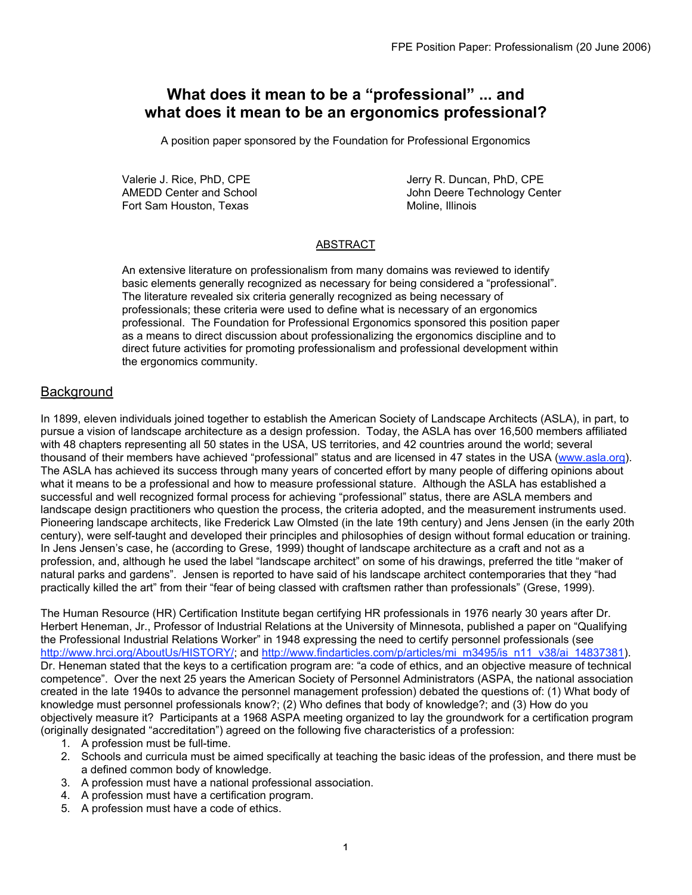# What does it mean to be a "professional" ... and what does it mean to be an ergonomics professional?

A position paper sponsored by the Foundation for Professional Ergonomics

Valerie J. Rice, PhD, CPE
AMEDD Center and School
Fort Sam Houston, Texas

Jerry R. Duncan, PhD, CPE
John Deere Technology Center
Moline, Illinois

## ABSTRACT

An extensive literature on professionalism from many domains was reviewed to identify basic elements generally recognized as necessary for being considered a "professional". The literature revealed six criteria generally recognized as being necessary of professionals; these criteria were used to define what is necessary of an ergonomics professional. The Foundation for Professional Ergonomics sponsored this position paper as a means to direct discussion about professionalizing the ergonomics discipline and to direct future activities for promoting professionalism and professional development within the ergonomics community.

## Background

In 1899, eleven individuals joined together to establish the American Society of Landscape Architects (ASLA), in part, to pursue a vision of landscape architecture as a design profession. Today, the ASLA has over 16,500 members affiliated with 48 chapters representing all 50 states in the USA, US territories, and 42 countries around the world; several thousand of their members have achieved "professional" status and are licensed in 47 states in the USA (www.asla.org). The ASLA has achieved its success through many years of concerted effort by many people of differing opinions about what it means to be a professional and how to measure professional stature. Although the ASLA has established a successful and well recognized formal process for achieving "professional" status, there are ASLA members and landscape design practitioners who question the process, the criteria adopted, and the measurement instruments used. Pioneering landscape architects, like Frederick Law Olmsted (in the late 19th century) and Jens Jensen (in the early 20th century), were self-taught and developed their principles and philosophies of design without formal education or training. In Jens Jensen's case, he (according to Grese, 1999) thought of landscape architecture as a craft and not as a profession, and, although he used the label "landscape architect" on some of his drawings, preferred the title "maker of natural parks and gardens". Jensen is reported to have said of his landscape architect contemporaries that they "had practically killed the art" from their "fear of being classed with craftsmen rather than professionals" (Grese, 1999).

The Human Resource (HR) Certification Institute began certifying HR professionals in 1976 nearly 30 years after Dr. Herbert Heneman, Jr., Professor of Industrial Relations at the University of Minnesota, published a paper on "Qualifying the Professional Industrial Relations Worker" in 1948 expressing the need to certify personnel professionals (see http://www.hrci.org/AboutUs/HISTORY/; and http://www.findarticles.com/p/articles/mi_m3495/is_n11_v38/ai_14837381). Dr. Heneman stated that the keys to a certification program are: "a code of ethics, and an objective measure of technical competence". Over the next 25 years the American Society of Personnel Administrators (ASPA, the national association created in the late 1940s to advance the personnel management profession) debated the questions of: (1) What body of knowledge must personnel professionals know?; (2) Who defines that body of knowledge?; and (3) How do you objectively measure it? Participants at a 1968 ASPA meeting organized to lay the groundwork for a certification program (originally designated "accreditation") agreed on the following five characteristics of a profession:

1. A profession must be full-time.
2. Schools and curricula must be aimed specifically at teaching the basic ideas of the profession, and there must be a defined common body of knowledge.
3. A profession must have a national professional association.
4. A profession must have a certification program.
5. A profession must have a code of ethics.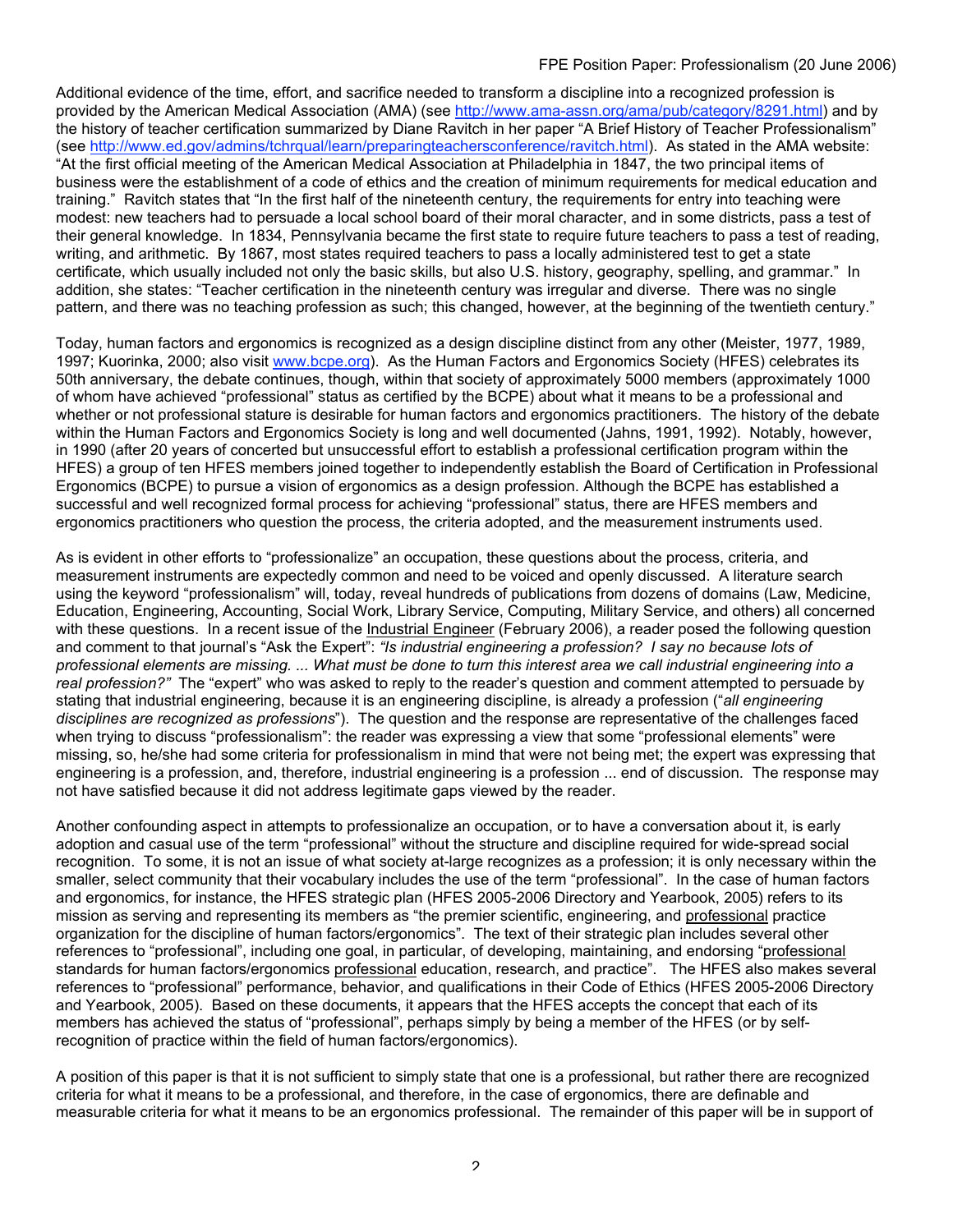Additional evidence of the time, effort, and sacrifice needed to transform a discipline into a recognized profession is provided by the American Medical Association (AMA) (see http://www.ama-assn.org/ama/pub/category/8291.html) and by the history of teacher certification summarized by Diane Ravitch in her paper "A Brief History of Teacher Professionalism" (see http://www.ed.gov/admins/tchrqual/learn/preparingteachersconference/ravitch.html). As stated in the AMA website: "At the first official meeting of the American Medical Association at Philadelphia in 1847, the two principal items of business were the establishment of a code of ethics and the creation of minimum requirements for medical education and training." Ravitch states that "In the first half of the nineteenth century, the requirements for entry into teaching were modest: new teachers had to persuade a local school board of their moral character, and in some districts, pass a test of their general knowledge. In 1834, Pennsylvania became the first state to require future teachers to pass a test of reading, writing, and arithmetic. By 1867, most states required teachers to pass a locally administered test to get a state certificate, which usually included not only the basic skills, but also U.S. history, geography, spelling, and grammar." In addition, she states: "Teacher certification in the nineteenth century was irregular and diverse. There was no single pattern, and there was no teaching profession as such; this changed, however, at the beginning of the twentieth century."

Today, human factors and ergonomics is recognized as a design discipline distinct from any other (Meister, 1977, 1989, 1997; Kuorinka, 2000; also visit www.bcpe.org). As the Human Factors and Ergonomics Society (HFES) celebrates its 50th anniversary, the debate continues, though, within that society of approximately 5000 members (approximately 1000 of whom have achieved "professional" status as certified by the BCPE) about what it means to be a professional and whether or not professional stature is desirable for human factors and ergonomics practitioners. The history of the debate within the Human Factors and Ergonomics Society is long and well documented (Jahns, 1991, 1992). Notably, however, in 1990 (after 20 years of concerted but unsuccessful effort to establish a professional certification program within the HFES) a group of ten HFES members joined together to independently establish the Board of Certification in Professional Ergonomics (BCPE) to pursue a vision of ergonomics as a design profession. Although the BCPE has established a successful and well recognized formal process for achieving "professional" status, there are HFES members and ergonomics practitioners who question the process, the criteria adopted, and the measurement instruments used.

As is evident in other efforts to "professionalize" an occupation, these questions about the process, criteria, and measurement instruments are expectedly common and need to be voiced and openly discussed. A literature search using the keyword "professionalism" will, today, reveal hundreds of publications from dozens of domains (Law, Medicine, Education, Engineering, Accounting, Social Work, Library Service, Computing, Military Service, and others) all concerned with these questions. In a recent issue of the Industrial Engineer (February 2006), a reader posed the following question and comment to that journal's "Ask the Expert": *"Is industrial engineering a profession? I say no because lots of professional elements are missing. ... What must be done to turn this interest area we call industrial engineering into a real profession?"* The "expert" who was asked to reply to the reader's question and comment attempted to persuade by stating that industrial engineering, because it is an engineering discipline, is already a profession ("*all engineering disciplines are recognized as professions*"). The question and the response are representative of the challenges faced when trying to discuss "professionalism": the reader was expressing a view that some "professional elements" were missing, so, he/she had some criteria for professionalism in mind that were not being met; the expert was expressing that engineering is a profession, and, therefore, industrial engineering is a profession ... end of discussion. The response may not have satisfied because it did not address legitimate gaps viewed by the reader.

Another confounding aspect in attempts to professionalize an occupation, or to have a conversation about it, is early adoption and casual use of the term "professional" without the structure and discipline required for wide-spread social recognition. To some, it is not an issue of what society at-large recognizes as a profession; it is only necessary within the smaller, select community that their vocabulary includes the use of the term "professional". In the case of human factors and ergonomics, for instance, the HFES strategic plan (HFES 2005-2006 Directory and Yearbook, 2005) refers to its mission as serving and representing its members as "the premier scientific, engineering, and professional practice organization for the discipline of human factors/ergonomics". The text of their strategic plan includes several other references to "professional", including one goal, in particular, of developing, maintaining, and endorsing "professional standards for human factors/ergonomics professional education, research, and practice". The HFES also makes several references to "professional" performance, behavior, and qualifications in their Code of Ethics (HFES 2005-2006 Directory and Yearbook, 2005). Based on these documents, it appears that the HFES accepts the concept that each of its members has achieved the status of "professional", perhaps simply by being a member of the HFES (or by self-recognition of practice within the field of human factors/ergonomics).

A position of this paper is that it is not sufficient to simply state that one is a professional, but rather there are recognized criteria for what it means to be a professional, and therefore, in the case of ergonomics, there are definable and measurable criteria for what it means to be an ergonomics professional. The remainder of this paper will be in support of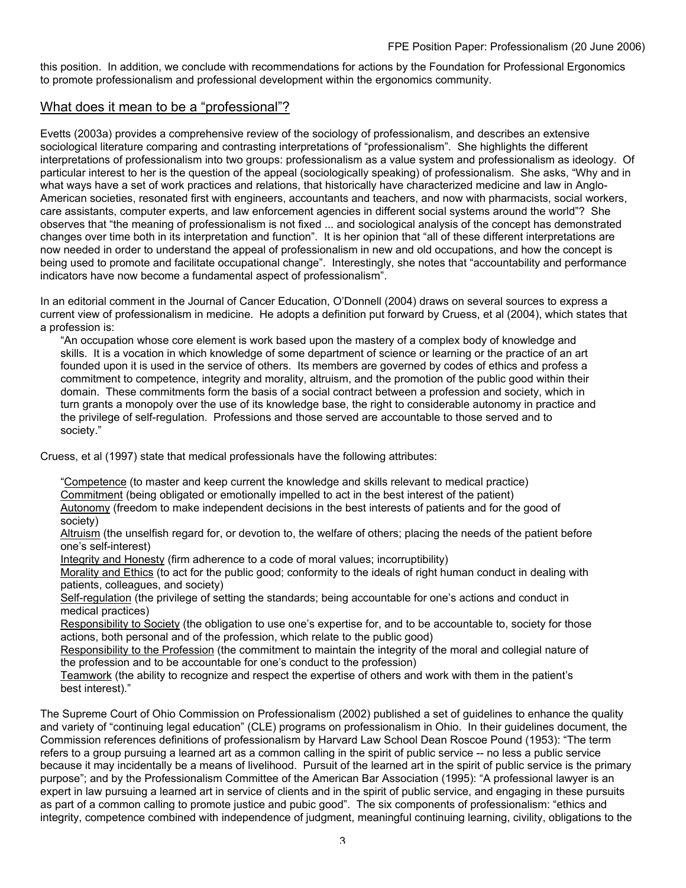this position. In addition, we conclude with recommendations for actions by the Foundation for Professional Ergonomics to promote professionalism and professional development within the ergonomics community.

## What does it mean to be a "professional"?

Evetts (2003a) provides a comprehensive review of the sociology of professionalism, and describes an extensive sociological literature comparing and contrasting interpretations of "professionalism". She highlights the different interpretations of professionalism into two groups: professionalism as a value system and professionalism as ideology. Of particular interest to her is the question of the appeal (sociologically speaking) of professionalism. She asks, "Why and in what ways have a set of work practices and relations, that historically have characterized medicine and law in Anglo-American societies, resonated first with engineers, accountants and teachers, and now with pharmacists, social workers, care assistants, computer experts, and law enforcement agencies in different social systems around the world"? She observes that "the meaning of professionalism is not fixed ... and sociological analysis of the concept has demonstrated changes over time both in its interpretation and function". It is her opinion that "all of these different interpretations are now needed in order to understand the appeal of professionalism in new and old occupations, and how the concept is being used to promote and facilitate occupational change". Interestingly, she notes that "accountability and performance indicators have now become a fundamental aspect of professionalism".

In an editorial comment in the Journal of Cancer Education, O'Donnell (2004) draws on several sources to express a current view of professionalism in medicine. He adopts a definition put forward by Cruess, et al (2004), which states that a profession is:

> "An occupation whose core element is work based upon the mastery of a complex body of knowledge and skills. It is a vocation in which knowledge of some department of science or learning or the practice of an art founded upon it is used in the service of others. Its members are governed by codes of ethics and profess a commitment to competence, integrity and morality, altruism, and the promotion of the public good within their domain. These commitments form the basis of a social contract between a profession and society, which in turn grants a monopoly over the use of its knowledge base, the right to considerable autonomy in practice and the privilege of self-regulation. Professions and those served are accountable to those served and to society."

Cruess, et al (1997) state that medical professionals have the following attributes:

> "<u>Competence</u> (to master and keep current the knowledge and skills relevant to medical practice)
> <u>Commitment</u> (being obligated or emotionally impelled to act in the best interest of the patient)
> <u>Autonomy</u> (freedom to make independent decisions in the best interests of patients and for the good of society)
> <u>Altruism</u> (the unselfish regard for, or devotion to, the welfare of others; placing the needs of the patient before one's self-interest)
> <u>Integrity and Honesty</u> (firm adherence to a code of moral values; incorruptibility)
> <u>Morality and Ethics</u> (to act for the public good; conformity to the ideals of right human conduct in dealing with patients, colleagues, and society)
> <u>Self-regulation</u> (the privilege of setting the standards; being accountable for one's actions and conduct in medical practices)
> <u>Responsibility to Society</u> (the obligation to use one's expertise for, and to be accountable to, society for those actions, both personal and of the profession, which relate to the public good)
> <u>Responsibility to the Profession</u> (the commitment to maintain the integrity of the moral and collegial nature of the profession and to be accountable for one's conduct to the profession)
> <u>Teamwork</u> (the ability to recognize and respect the expertise of others and work with them in the patient's best interest)."

The Supreme Court of Ohio Commission on Professionalism (2002) published a set of guidelines to enhance the quality and variety of "continuing legal education" (CLE) programs on professionalism in Ohio. In their guidelines document, the Commission references definitions of professionalism by Harvard Law School Dean Roscoe Pound (1953): "The term refers to a group pursuing a learned art as a common calling in the spirit of public service -- no less a public service because it may incidentally be a means of livelihood. Pursuit of the learned art in the spirit of public service is the primary purpose"; and by the Professionalism Committee of the American Bar Association (1995): "A professional lawyer is an expert in law pursuing a learned art in service of clients and in the spirit of public service, and engaging in these pursuits as part of a common calling to promote justice and pubic good". The six components of professionalism: "ethics and integrity, competence combined with independence of judgment, meaningful continuing learning, civility, obligations to the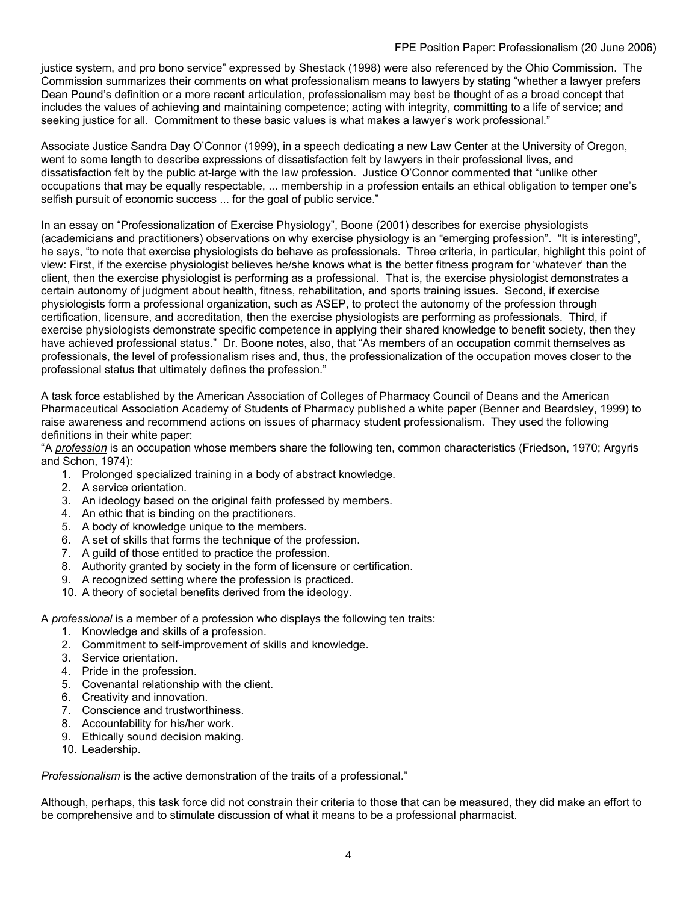justice system, and pro bono service" expressed by Shestack (1998) were also referenced by the Ohio Commission. The Commission summarizes their comments on what professionalism means to lawyers by stating "whether a lawyer prefers Dean Pound's definition or a more recent articulation, professionalism may best be thought of as a broad concept that includes the values of achieving and maintaining competence; acting with integrity, committing to a life of service; and seeking justice for all. Commitment to these basic values is what makes a lawyer's work professional."

Associate Justice Sandra Day O'Connor (1999), in a speech dedicating a new Law Center at the University of Oregon, went to some length to describe expressions of dissatisfaction felt by lawyers in their professional lives, and dissatisfaction felt by the public at-large with the law profession. Justice O'Connor commented that "unlike other occupations that may be equally respectable, ... membership in a profession entails an ethical obligation to temper one's selfish pursuit of economic success ... for the goal of public service."

In an essay on "Professionalization of Exercise Physiology", Boone (2001) describes for exercise physiologists (academicians and practitioners) observations on why exercise physiology is an "emerging profession". "It is interesting", he says, "to note that exercise physiologists do behave as professionals. Three criteria, in particular, highlight this point of view: First, if the exercise physiologist believes he/she knows what is the better fitness program for 'whatever' than the client, then the exercise physiologist is performing as a professional. That is, the exercise physiologist demonstrates a certain autonomy of judgment about health, fitness, rehabilitation, and sports training issues. Second, if exercise physiologists form a professional organization, such as ASEP, to protect the autonomy of the profession through certification, licensure, and accreditation, then the exercise physiologists are performing as professionals. Third, if exercise physiologists demonstrate specific competence in applying their shared knowledge to benefit society, then they have achieved professional status." Dr. Boone notes, also, that "As members of an occupation commit themselves as professionals, the level of professionalism rises and, thus, the professionalization of the occupation moves closer to the professional status that ultimately defines the profession."

A task force established by the American Association of Colleges of Pharmacy Council of Deans and the American Pharmaceutical Association Academy of Students of Pharmacy published a white paper (Benner and Beardsley, 1999) to raise awareness and recommend actions on issues of pharmacy student professionalism. They used the following definitions in their white paper:

"A ***profession*** is an occupation whose members share the following ten, common characteristics (Friedson, 1970; Argyris and Schon, 1974):

1. Prolonged specialized training in a body of abstract knowledge.
2. A service orientation.
3. An ideology based on the original faith professed by members.
4. An ethic that is binding on the practitioners.
5. A body of knowledge unique to the members.
6. A set of skills that forms the technique of the profession.
7. A guild of those entitled to practice the profession.
8. Authority granted by society in the form of licensure or certification.
9. A recognized setting where the profession is practiced.
10. A theory of societal benefits derived from the ideology.

A *professional* is a member of a profession who displays the following ten traits:

1. Knowledge and skills of a profession.
2. Commitment to self-improvement of skills and knowledge.
3. Service orientation.
4. Pride in the profession.
5. Covenantal relationship with the client.
6. Creativity and innovation.
7. Conscience and trustworthiness.
8. Accountability for his/her work.
9. Ethically sound decision making.
10. Leadership.

*Professionalism* is the active demonstration of the traits of a professional."

Although, perhaps, this task force did not constrain their criteria to those that can be measured, they did make an effort to be comprehensive and to stimulate discussion of what it means to be a professional pharmacist.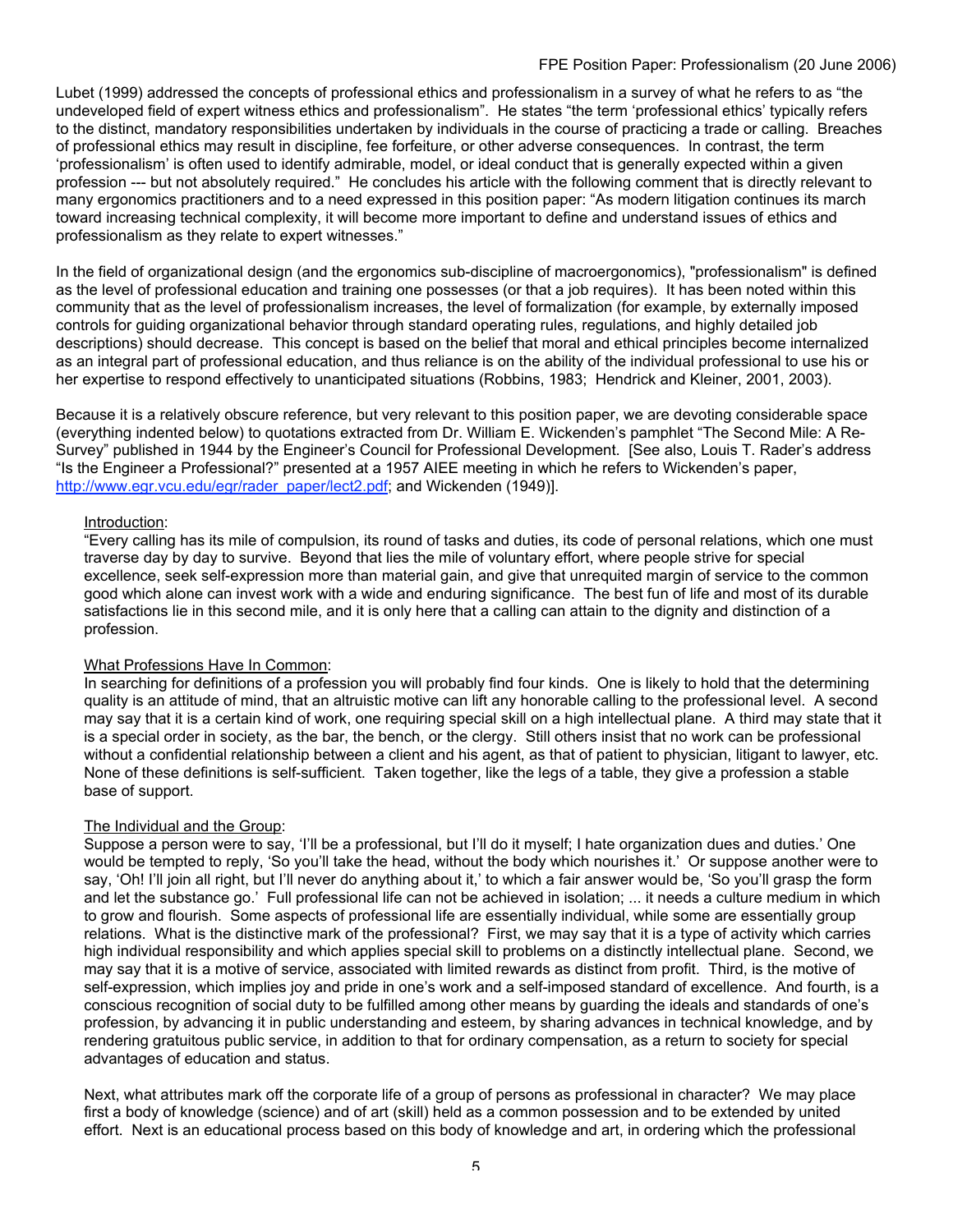Lubet (1999) addressed the concepts of professional ethics and professionalism in a survey of what he refers to as “the undeveloped field of expert witness ethics and professionalism”. He states “the term ‘professional ethics’ typically refers to the distinct, mandatory responsibilities undertaken by individuals in the course of practicing a trade or calling. Breaches of professional ethics may result in discipline, fee forfeiture, or other adverse consequences. In contrast, the term ‘professionalism’ is often used to identify admirable, model, or ideal conduct that is generally expected within a given profession --- but not absolutely required.” He concludes his article with the following comment that is directly relevant to many ergonomics practitioners and to a need expressed in this position paper: “As modern litigation continues its march toward increasing technical complexity, it will become more important to define and understand issues of ethics and professionalism as they relate to expert witnesses.”

In the field of organizational design (and the ergonomics sub-discipline of macroergonomics), "professionalism" is defined as the level of professional education and training one possesses (or that a job requires). It has been noted within this community that as the level of professionalism increases, the level of formalization (for example, by externally imposed controls for guiding organizational behavior through standard operating rules, regulations, and highly detailed job descriptions) should decrease. This concept is based on the belief that moral and ethical principles become internalized as an integral part of professional education, and thus reliance is on the ability of the individual professional to use his or her expertise to respond effectively to unanticipated situations (Robbins, 1983; Hendrick and Kleiner, 2001, 2003).

Because it is a relatively obscure reference, but very relevant to this position paper, we are devoting considerable space (everything indented below) to quotations extracted from Dr. William E. Wickenden’s pamphlet “The Second Mile: A Re-Survey” published in 1944 by the Engineer’s Council for Professional Development. [See also, Louis T. Rader’s address “Is the Engineer a Professional?” presented at a 1957 AIEE meeting in which he refers to Wickenden’s paper, http://www.egr.vcu.edu/egr/rader_paper/lect2.pdf; and Wickenden (1949)].

> Introduction:
>
> “Every calling has its mile of compulsion, its round of tasks and duties, its code of personal relations, which one must traverse day by day to survive. Beyond that lies the mile of voluntary effort, where people strive for special excellence, seek self-expression more than material gain, and give that unrequited margin of service to the common good which alone can invest work with a wide and enduring significance. The best fun of life and most of its durable satisfactions lie in this second mile, and it is only here that a calling can attain to the dignity and distinction of a profession.
>
> What Professions Have In Common:
>
> In searching for definitions of a profession you will probably find four kinds. One is likely to hold that the determining quality is an attitude of mind, that an altruistic motive can lift any honorable calling to the professional level. A second may say that it is a certain kind of work, one requiring special skill on a high intellectual plane. A third may state that it is a special order in society, as the bar, the bench, or the clergy. Still others insist that no work can be professional without a confidential relationship between a client and his agent, as that of patient to physician, litigant to lawyer, etc. None of these definitions is self-sufficient. Taken together, like the legs of a table, they give a profession a stable base of support.
>
> The Individual and the Group:
>
> Suppose a person were to say, ‘I’ll be a professional, but I’ll do it myself; I hate organization dues and duties.’ One would be tempted to reply, ‘So you’ll take the head, without the body which nourishes it.’ Or suppose another were to say, ‘Oh! I’ll join all right, but I’ll never do anything about it,’ to which a fair answer would be, ‘So you’ll grasp the form and let the substance go.’ Full professional life can not be achieved in isolation; ... it needs a culture medium in which to grow and flourish. Some aspects of professional life are essentially individual, while some are essentially group relations. What is the distinctive mark of the professional? First, we may say that it is a type of activity which carries high individual responsibility and which applies special skill to problems on a distinctly intellectual plane. Second, we may say that it is a motive of service, associated with limited rewards as distinct from profit. Third, is the motive of self-expression, which implies joy and pride in one’s work and a self-imposed standard of excellence. And fourth, is a conscious recognition of social duty to be fulfilled among other means by guarding the ideals and standards of one’s profession, by advancing it in public understanding and esteem, by sharing advances in technical knowledge, and by rendering gratuitous public service, in addition to that for ordinary compensation, as a return to society for special advantages of education and status.
>
> Next, what attributes mark off the corporate life of a group of persons as professional in character? We may place first a body of knowledge (science) and of art (skill) held as a common possession and to be extended by united effort. Next is an educational process based on this body of knowledge and art, in ordering which the professional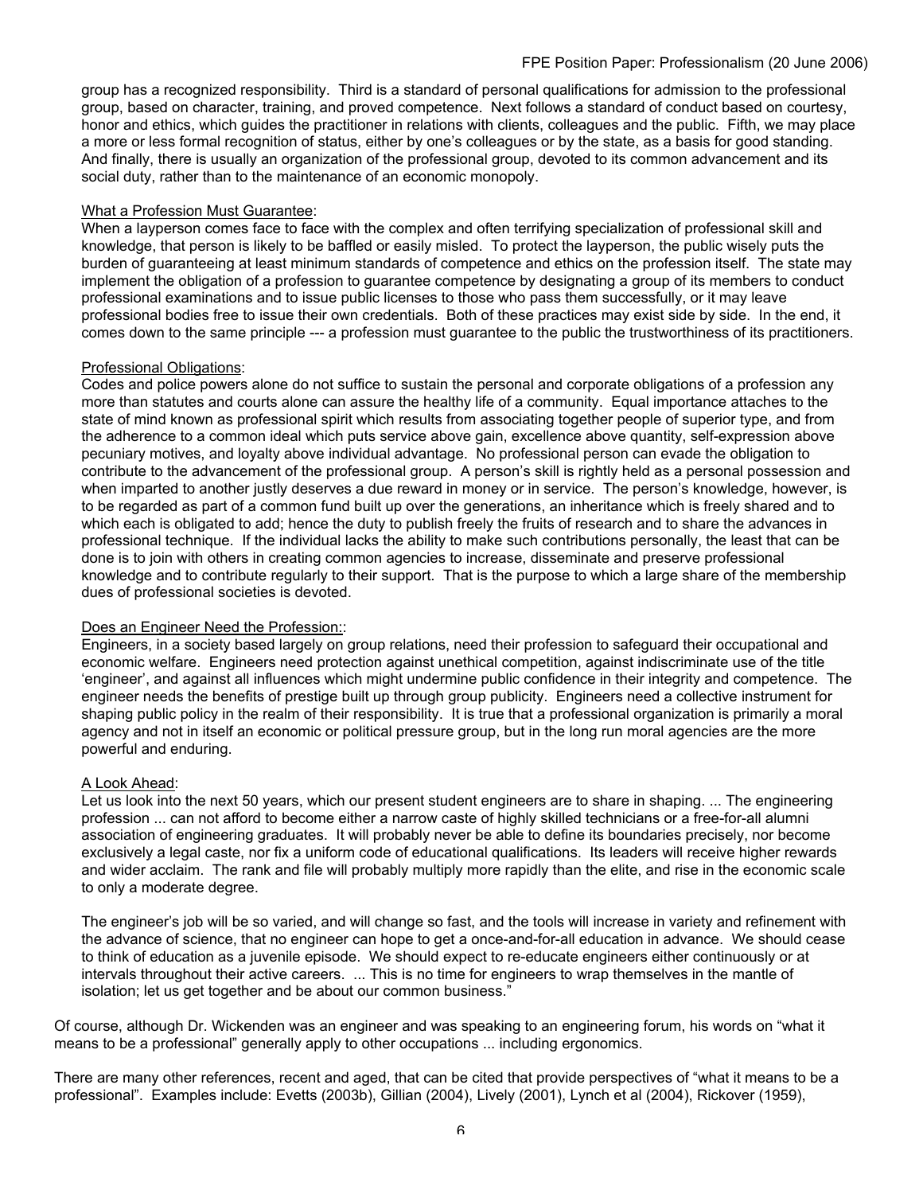group has a recognized responsibility. Third is a standard of personal qualifications for admission to the professional group, based on character, training, and proved competence. Next follows a standard of conduct based on courtesy, honor and ethics, which guides the practitioner in relations with clients, colleagues and the public. Fifth, we may place a more or less formal recognition of status, either by one's colleagues or by the state, as a basis for good standing. And finally, there is usually an organization of the professional group, devoted to its common advancement and its social duty, rather than to the maintenance of an economic monopoly.

What a Profession Must Guarantee:
When a layperson comes face to face with the complex and often terrifying specialization of professional skill and knowledge, that person is likely to be baffled or easily misled. To protect the layperson, the public wisely puts the burden of guaranteeing at least minimum standards of competence and ethics on the profession itself. The state may implement the obligation of a profession to guarantee competence by designating a group of its members to conduct professional examinations and to issue public licenses to those who pass them successfully, or it may leave professional bodies free to issue their own credentials. Both of these practices may exist side by side. In the end, it comes down to the same principle --- a profession must guarantee to the public the trustworthiness of its practitioners.

Professional Obligations:
Codes and police powers alone do not suffice to sustain the personal and corporate obligations of a profession any more than statutes and courts alone can assure the healthy life of a community. Equal importance attaches to the state of mind known as professional spirit which results from associating together people of superior type, and from the adherence to a common ideal which puts service above gain, excellence above quantity, self-expression above pecuniary motives, and loyalty above individual advantage. No professional person can evade the obligation to contribute to the advancement of the professional group. A person's skill is rightly held as a personal possession and when imparted to another justly deserves a due reward in money or in service. The person's knowledge, however, is to be regarded as part of a common fund built up over the generations, an inheritance which is freely shared and to which each is obligated to add; hence the duty to publish freely the fruits of research and to share the advances in professional technique. If the individual lacks the ability to make such contributions personally, the least that can be done is to join with others in creating common agencies to increase, disseminate and preserve professional knowledge and to contribute regularly to their support. That is the purpose to which a large share of the membership dues of professional societies is devoted.

Does an Engineer Need the Profession::
Engineers, in a society based largely on group relations, need their profession to safeguard their occupational and economic welfare. Engineers need protection against unethical competition, against indiscriminate use of the title 'engineer', and against all influences which might undermine public confidence in their integrity and competence. The engineer needs the benefits of prestige built up through group publicity. Engineers need a collective instrument for shaping public policy in the realm of their responsibility. It is true that a professional organization is primarily a moral agency and not in itself an economic or political pressure group, but in the long run moral agencies are the more powerful and enduring.

A Look Ahead:
Let us look into the next 50 years, which our present student engineers are to share in shaping. ... The engineering profession ... can not afford to become either a narrow caste of highly skilled technicians or a free-for-all alumni association of engineering graduates. It will probably never be able to define its boundaries precisely, nor become exclusively a legal caste, nor fix a uniform code of educational qualifications. Its leaders will receive higher rewards and wider acclaim. The rank and file will probably multiply more rapidly than the elite, and rise in the economic scale to only a moderate degree.

The engineer's job will be so varied, and will change so fast, and the tools will increase in variety and refinement with the advance of science, that no engineer can hope to get a once-and-for-all education in advance. We should cease to think of education as a juvenile episode. We should expect to re-educate engineers either continuously or at intervals throughout their active careers. ... This is no time for engineers to wrap themselves in the mantle of isolation; let us get together and be about our common business."

Of course, although Dr. Wickenden was an engineer and was speaking to an engineering forum, his words on "what it means to be a professional" generally apply to other occupations ... including ergonomics.

There are many other references, recent and aged, that can be cited that provide perspectives of "what it means to be a professional". Examples include: Evetts (2003b), Gillian (2004), Lively (2001), Lynch et al (2004), Rickover (1959),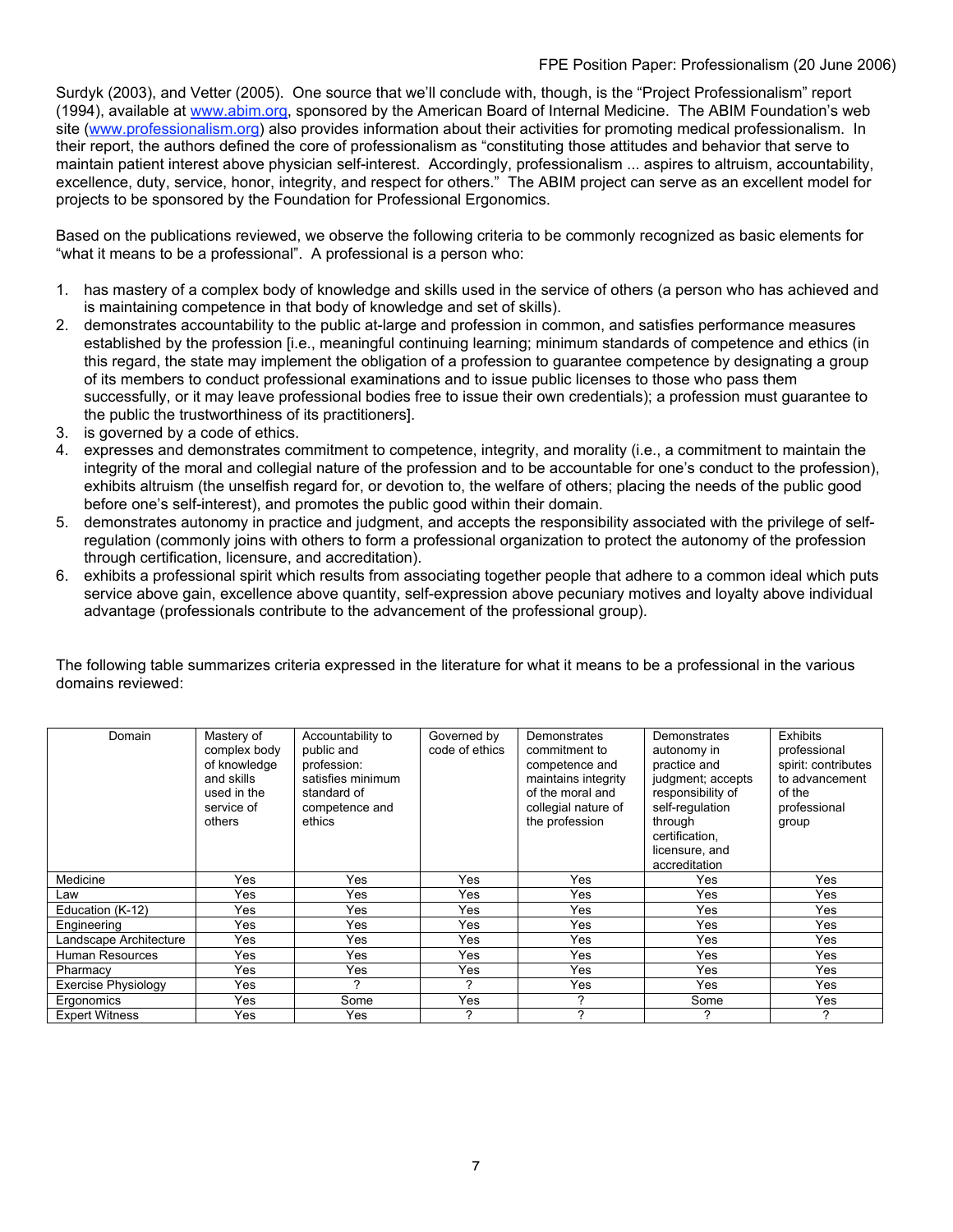Surdyk (2003), and Vetter (2005). One source that we'll conclude with, though, is the "Project Professionalism" report (1994), available at www.abim.org, sponsored by the American Board of Internal Medicine. The ABIM Foundation's web site (www.professionalism.org) also provides information about their activities for promoting medical professionalism. In their report, the authors defined the core of professionalism as "constituting those attitudes and behavior that serve to maintain patient interest above physician self-interest. Accordingly, professionalism ... aspires to altruism, accountability, excellence, duty, service, honor, integrity, and respect for others." The ABIM project can serve as an excellent model for projects to be sponsored by the Foundation for Professional Ergonomics.

Based on the publications reviewed, we observe the following criteria to be commonly recognized as basic elements for "what it means to be a professional". A professional is a person who:

1. has mastery of a complex body of knowledge and skills used in the service of others (a person who has achieved and is maintaining competence in that body of knowledge and set of skills).
2. demonstrates accountability to the public at-large and profession in common, and satisfies performance measures established by the profession [i.e., meaningful continuing learning; minimum standards of competence and ethics (in this regard, the state may implement the obligation of a profession to guarantee competence by designating a group of its members to conduct professional examinations and to issue public licenses to those who pass them successfully, or it may leave professional bodies free to issue their own credentials); a profession must guarantee to the public the trustworthiness of its practitioners].
3. is governed by a code of ethics.
4. expresses and demonstrates commitment to competence, integrity, and morality (i.e., a commitment to maintain the integrity of the moral and collegial nature of the profession and to be accountable for one's conduct to the profession), exhibits altruism (the unselfish regard for, or devotion to, the welfare of others; placing the needs of the public good before one's self-interest), and promotes the public good within their domain.
5. demonstrates autonomy in practice and judgment, and accepts the responsibility associated with the privilege of self-regulation (commonly joins with others to form a professional organization to protect the autonomy of the profession through certification, licensure, and accreditation).
6. exhibits a professional spirit which results from associating together people that adhere to a common ideal which puts service above gain, excellence above quantity, self-expression above pecuniary motives and loyalty above individual advantage (professionals contribute to the advancement of the professional group).

The following table summarizes criteria expressed in the literature for what it means to be a professional in the various domains reviewed:

| Domain | Mastery of complex body of knowledge and skills used in the service of others | Accountability to public and profession: satisfies minimum standard of competence and ethics | Governed by code of ethics | Demonstrates commitment to competence and maintains integrity of the moral and collegial nature of the profession | Demonstrates autonomy in practice and judgment; accepts responsibility of self-regulation through certification, licensure, and accreditation | Exhibits professional spirit: contributes to advancement of the professional group |
|---|---|---|---|---|---|---|
| Medicine | Yes | Yes | Yes | Yes | Yes | Yes |
| Law | Yes | Yes | Yes | Yes | Yes | Yes |
| Education (K-12) | Yes | Yes | Yes | Yes | Yes | Yes |
| Engineering | Yes | Yes | Yes | Yes | Yes | Yes |
| Landscape Architecture | Yes | Yes | Yes | Yes | Yes | Yes |
| Human Resources | Yes | Yes | Yes | Yes | Yes | Yes |
| Pharmacy | Yes | Yes | Yes | Yes | Yes | Yes |
| Exercise Physiology | Yes | ? | ? | Yes | Yes | Yes |
| Ergonomics | Yes | Some | Yes | ? | Some | Yes |
| Expert Witness | Yes | Yes | ? | ? | ? | ? |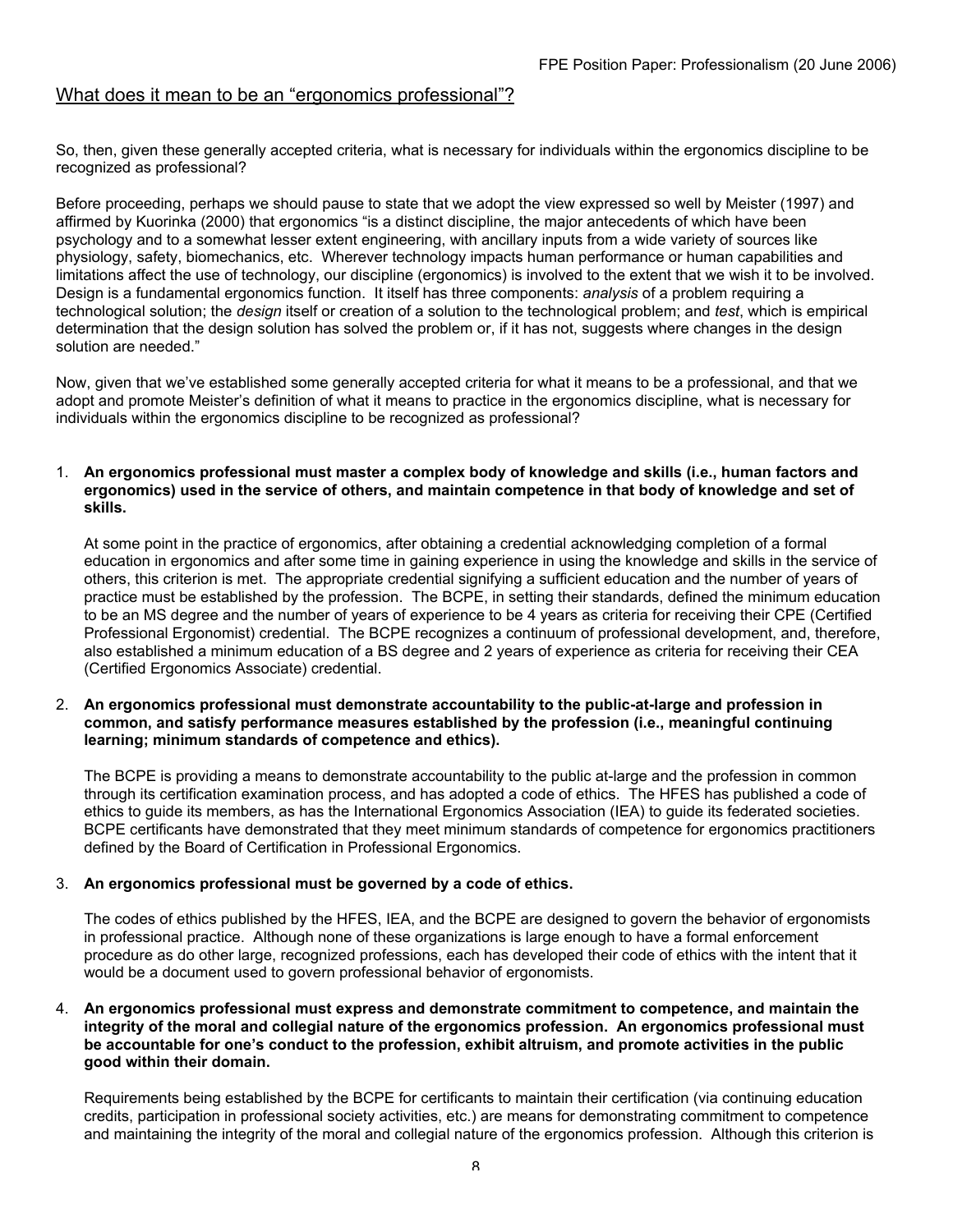## What does it mean to be an "ergonomics professional"?

So, then, given these generally accepted criteria, what is necessary for individuals within the ergonomics discipline to be recognized as professional?

Before proceeding, perhaps we should pause to state that we adopt the view expressed so well by Meister (1997) and affirmed by Kuorinka (2000) that ergonomics "is a distinct discipline, the major antecedents of which have been psychology and to a somewhat lesser extent engineering, with ancillary inputs from a wide variety of sources like physiology, safety, biomechanics, etc. Wherever technology impacts human performance or human capabilities and limitations affect the use of technology, our discipline (ergonomics) is involved to the extent that we wish it to be involved. Design is a fundamental ergonomics function. It itself has three components: *analysis* of a problem requiring a technological solution; the *design* itself or creation of a solution to the technological problem; and *test*, which is empirical determination that the design solution has solved the problem or, if it has not, suggests where changes in the design solution are needed."

Now, given that we've established some generally accepted criteria for what it means to be a professional, and that we adopt and promote Meister's definition of what it means to practice in the ergonomics discipline, what is necessary for individuals within the ergonomics discipline to be recognized as professional?

1. **An ergonomics professional must master a complex body of knowledge and skills (i.e., human factors and ergonomics) used in the service of others, and maintain competence in that body of knowledge and set of skills.**

   At some point in the practice of ergonomics, after obtaining a credential acknowledging completion of a formal education in ergonomics and after some time in gaining experience in using the knowledge and skills in the service of others, this criterion is met. The appropriate credential signifying a sufficient education and the number of years of practice must be established by the profession. The BCPE, in setting their standards, defined the minimum education to be an MS degree and the number of years of experience to be 4 years as criteria for receiving their CPE (Certified Professional Ergonomist) credential. The BCPE recognizes a continuum of professional development, and, therefore, also established a minimum education of a BS degree and 2 years of experience as criteria for receiving their CEA (Certified Ergonomics Associate) credential.

2. **An ergonomics professional must demonstrate accountability to the public-at-large and profession in common, and satisfy performance measures established by the profession (i.e., meaningful continuing learning; minimum standards of competence and ethics).**

   The BCPE is providing a means to demonstrate accountability to the public at-large and the profession in common through its certification examination process, and has adopted a code of ethics. The HFES has published a code of ethics to guide its members, as has the International Ergonomics Association (IEA) to guide its federated societies. BCPE certificants have demonstrated that they meet minimum standards of competence for ergonomics practitioners defined by the Board of Certification in Professional Ergonomics.

3. **An ergonomics professional must be governed by a code of ethics.**

   The codes of ethics published by the HFES, IEA, and the BCPE are designed to govern the behavior of ergonomists in professional practice. Although none of these organizations is large enough to have a formal enforcement procedure as do other large, recognized professions, each has developed their code of ethics with the intent that it would be a document used to govern professional behavior of ergonomists.

4. **An ergonomics professional must express and demonstrate commitment to competence, and maintain the integrity of the moral and collegial nature of the ergonomics profession. An ergonomics professional must be accountable for one's conduct to the profession, exhibit altruism, and promote activities in the public good within their domain.**

   Requirements being established by the BCPE for certificants to maintain their certification (via continuing education credits, participation in professional society activities, etc.) are means for demonstrating commitment to competence and maintaining the integrity of the moral and collegial nature of the ergonomics profession. Although this criterion is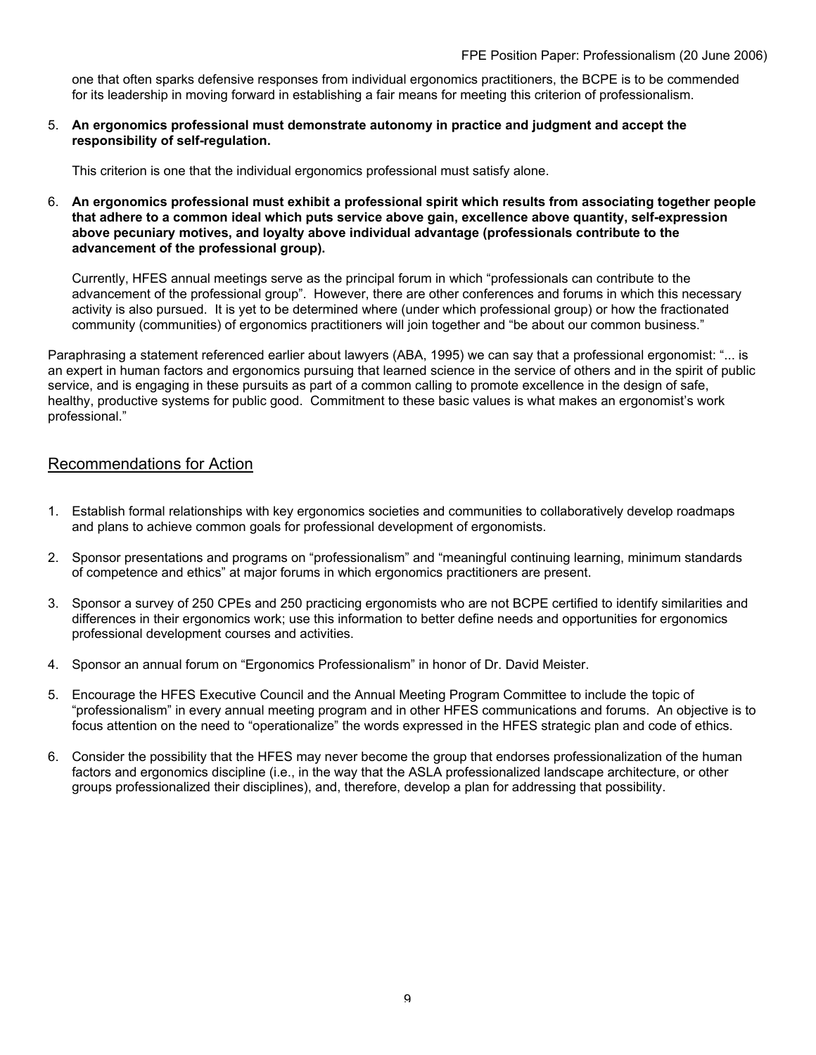one that often sparks defensive responses from individual ergonomics practitioners, the BCPE is to be commended for its leadership in moving forward in establishing a fair means for meeting this criterion of professionalism.

5. **An ergonomics professional must demonstrate autonomy in practice and judgment and accept the responsibility of self-regulation.**

   This criterion is one that the individual ergonomics professional must satisfy alone.

6. **An ergonomics professional must exhibit a professional spirit which results from associating together people that adhere to a common ideal which puts service above gain, excellence above quantity, self-expression above pecuniary motives, and loyalty above individual advantage (professionals contribute to the advancement of the professional group).**

   Currently, HFES annual meetings serve as the principal forum in which "professionals can contribute to the advancement of the professional group". However, there are other conferences and forums in which this necessary activity is also pursued. It is yet to be determined where (under which professional group) or how the fractionated community (communities) of ergonomics practitioners will join together and "be about our common business."

Paraphrasing a statement referenced earlier about lawyers (ABA, 1995) we can say that a professional ergonomist: "... is an expert in human factors and ergonomics pursuing that learned science in the service of others and in the spirit of public service, and is engaging in these pursuits as part of a common calling to promote excellence in the design of safe, healthy, productive systems for public good. Commitment to these basic values is what makes an ergonomist's work professional."

## Recommendations for Action

1. Establish formal relationships with key ergonomics societies and communities to collaboratively develop roadmaps and plans to achieve common goals for professional development of ergonomists.

2. Sponsor presentations and programs on "professionalism" and "meaningful continuing learning, minimum standards of competence and ethics" at major forums in which ergonomics practitioners are present.

3. Sponsor a survey of 250 CPEs and 250 practicing ergonomists who are not BCPE certified to identify similarities and differences in their ergonomics work; use this information to better define needs and opportunities for ergonomics professional development courses and activities.

4. Sponsor an annual forum on "Ergonomics Professionalism" in honor of Dr. David Meister.

5. Encourage the HFES Executive Council and the Annual Meeting Program Committee to include the topic of "professionalism" in every annual meeting program and in other HFES communications and forums. An objective is to focus attention on the need to "operationalize" the words expressed in the HFES strategic plan and code of ethics.

6. Consider the possibility that the HFES may never become the group that endorses professionalization of the human factors and ergonomics discipline (i.e., in the way that the ASLA professionalized landscape architecture, or other groups professionalized their disciplines), and, therefore, develop a plan for addressing that possibility.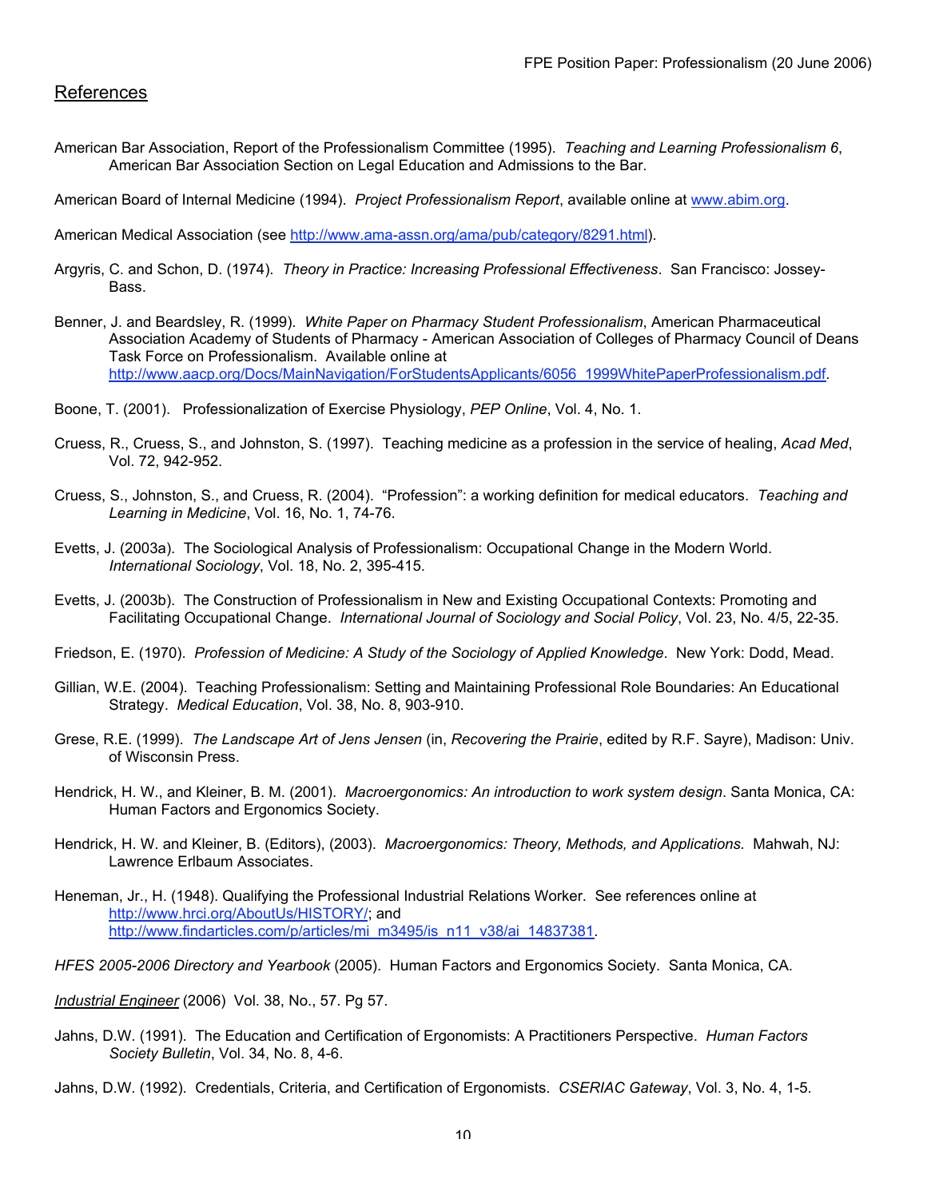## References

American Bar Association, Report of the Professionalism Committee (1995). *Teaching and Learning Professionalism 6*, American Bar Association Section on Legal Education and Admissions to the Bar.

American Board of Internal Medicine (1994). *Project Professionalism Report*, available online at www.abim.org.

American Medical Association (see http://www.ama-assn.org/ama/pub/category/8291.html).

Argyris, C. and Schon, D. (1974). *Theory in Practice: Increasing Professional Effectiveness*. San Francisco: Jossey-Bass.

Benner, J. and Beardsley, R. (1999). *White Paper on Pharmacy Student Professionalism*, American Pharmaceutical Association Academy of Students of Pharmacy - American Association of Colleges of Pharmacy Council of Deans Task Force on Professionalism. Available online at http://www.aacp.org/Docs/MainNavigation/ForStudentsApplicants/6056_1999WhitePaperProfessionalism.pdf.

Boone, T. (2001). Professionalization of Exercise Physiology, *PEP Online*, Vol. 4, No. 1.

Cruess, R., Cruess, S., and Johnston, S. (1997). Teaching medicine as a profession in the service of healing, *Acad Med*, Vol. 72, 942-952.

Cruess, S., Johnston, S., and Cruess, R. (2004). "Profession": a working definition for medical educators. *Teaching and Learning in Medicine*, Vol. 16, No. 1, 74-76.

Evetts, J. (2003a). The Sociological Analysis of Professionalism: Occupational Change in the Modern World. *International Sociology*, Vol. 18, No. 2, 395-415.

Evetts, J. (2003b). The Construction of Professionalism in New and Existing Occupational Contexts: Promoting and Facilitating Occupational Change. *International Journal of Sociology and Social Policy*, Vol. 23, No. 4/5, 22-35.

Friedson, E. (1970). *Profession of Medicine: A Study of the Sociology of Applied Knowledge*. New York: Dodd, Mead.

Gillian, W.E. (2004). Teaching Professionalism: Setting and Maintaining Professional Role Boundaries: An Educational Strategy. *Medical Education*, Vol. 38, No. 8, 903-910.

Grese, R.E. (1999). *The Landscape Art of Jens Jensen* (in, *Recovering the Prairie*, edited by R.F. Sayre), Madison: Univ. of Wisconsin Press.

Hendrick, H. W., and Kleiner, B. M. (2001). *Macroergonomics: An introduction to work system design*. Santa Monica, CA: Human Factors and Ergonomics Society.

Hendrick, H. W. and Kleiner, B. (Editors), (2003). *Macroergonomics: Theory, Methods, and Applications.* Mahwah, NJ: Lawrence Erlbaum Associates.

Heneman, Jr., H. (1948). Qualifying the Professional Industrial Relations Worker. See references online at http://www.hrci.org/AboutUs/HISTORY/; and http://www.findarticles.com/p/articles/mi_m3495/is_n11_v38/ai_14837381.

*HFES 2005-2006 Directory and Yearbook* (2005). Human Factors and Ergonomics Society. Santa Monica, CA.

*Industrial Engineer* (2006) Vol. 38, No., 57. Pg 57.

Jahns, D.W. (1991). The Education and Certification of Ergonomists: A Practitioners Perspective. *Human Factors Society Bulletin*, Vol. 34, No. 8, 4-6.

Jahns, D.W. (1992). Credentials, Criteria, and Certification of Ergonomists. *CSERIAC Gateway*, Vol. 3, No. 4, 1-5.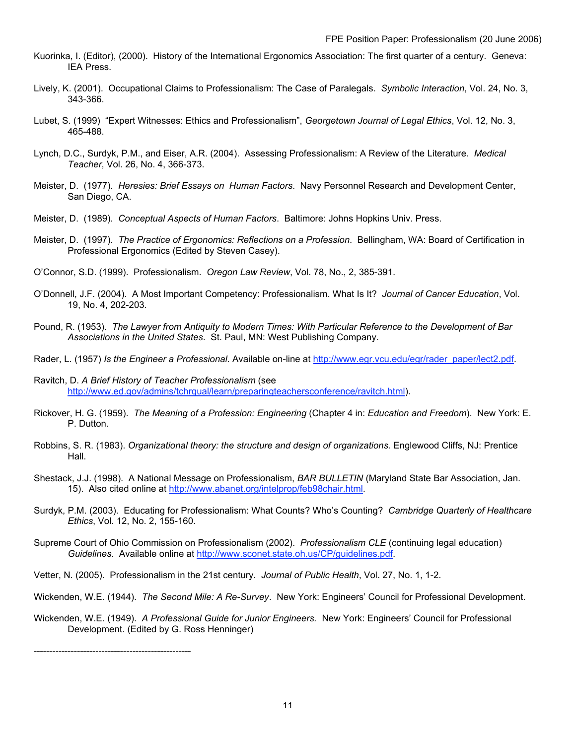Kuorinka, I. (Editor), (2000). History of the International Ergonomics Association: The first quarter of a century. Geneva: IEA Press.

Lively, K. (2001). Occupational Claims to Professionalism: The Case of Paralegals. *Symbolic Interaction*, Vol. 24, No. 3, 343-366.

Lubet, S. (1999) "Expert Witnesses: Ethics and Professionalism", *Georgetown Journal of Legal Ethics*, Vol. 12, No. 3, 465-488.

Lynch, D.C., Surdyk, P.M., and Eiser, A.R. (2004). Assessing Professionalism: A Review of the Literature. *Medical Teacher*, Vol. 26, No. 4, 366-373.

Meister, D. (1977). *Heresies: Brief Essays on Human Factors*. Navy Personnel Research and Development Center, San Diego, CA.

Meister, D. (1989). *Conceptual Aspects of Human Factors*. Baltimore: Johns Hopkins Univ. Press.

Meister, D. (1997). *The Practice of Ergonomics: Reflections on a Profession*. Bellingham, WA: Board of Certification in Professional Ergonomics (Edited by Steven Casey).

O'Connor, S.D. (1999). Professionalism. *Oregon Law Review*, Vol. 78, No., 2, 385-391.

O'Donnell, J.F. (2004). A Most Important Competency: Professionalism. What Is It? *Journal of Cancer Education*, Vol. 19, No. 4, 202-203.

Pound, R. (1953). *The Lawyer from Antiquity to Modern Times: With Particular Reference to the Development of Bar Associations in the United States*. St. Paul, MN: West Publishing Company.

Rader, L. (1957) *Is the Engineer a Professional*. Available on-line at http://www.egr.vcu.edu/egr/rader_paper/lect2.pdf.

Ravitch, D. *A Brief History of Teacher Professionalism* (see http://www.ed.gov/admins/tchrqual/learn/preparingteachersconference/ravitch.html).

Rickover, H. G. (1959). *The Meaning of a Profession: Engineering* (Chapter 4 in: *Education and Freedom*). New York: E. P. Dutton.

Robbins, S. R. (1983). *Organizational theory: the structure and design of organizations.* Englewood Cliffs, NJ: Prentice Hall.

Shestack, J.J. (1998). A National Message on Professionalism, *BAR BULLETIN* (Maryland State Bar Association, Jan. 15). Also cited online at http://www.abanet.org/intelprop/feb98chair.html.

Surdyk, P.M. (2003). Educating for Professionalism: What Counts? Who's Counting? *Cambridge Quarterly of Healthcare Ethics*, Vol. 12, No. 2, 155-160.

Supreme Court of Ohio Commission on Professionalism (2002). *Professionalism CLE* (continuing legal education) *Guidelines*. Available online at http://www.sconet.state.oh.us/CP/guidelines.pdf.

Vetter, N. (2005). Professionalism in the 21st century. *Journal of Public Health*, Vol. 27, No. 1, 1-2.

Wickenden, W.E. (1944). *The Second Mile: A Re-Survey*. New York: Engineers' Council for Professional Development.

Wickenden, W.E. (1949). *A Professional Guide for Junior Engineers.* New York: Engineers' Council for Professional Development. (Edited by G. Ross Henninger)

---------------------------------------------------